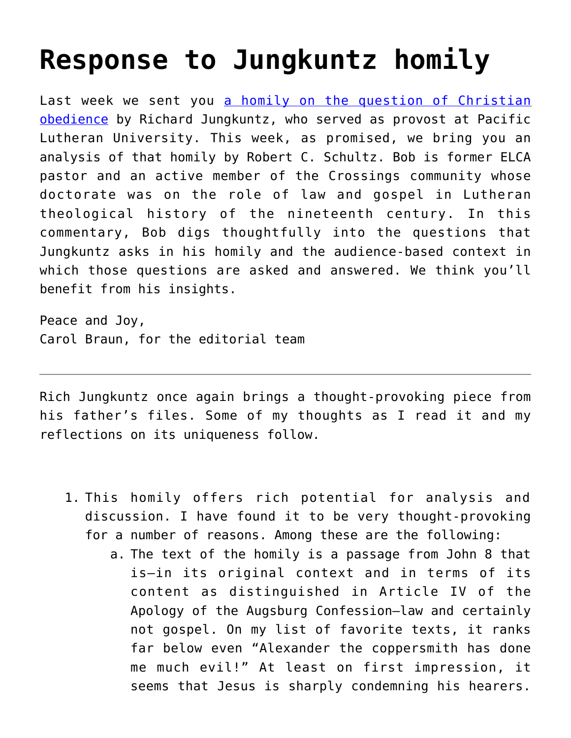# Response to Jungkuntz homily

Last week we sent you [a homily on the question of Christian obedience](#) by Richard Jungkuntz, who served as provost at Pacific Lutheran University. This week, as promised, we bring you an analysis of that homily by Robert C. Schultz. Bob is former ELCA pastor and an active member of the Crossings community whose doctorate was on the role of law and gospel in Lutheran theological history of the nineteenth century. In this commentary, Bob digs thoughtfully into the questions that Jungkuntz asks in his homily and the audience-based context in which those questions are asked and answered. We think you'll benefit from his insights.

Peace and Joy,
Carol Braun, for the editorial team

---

Rich Jungkuntz once again brings a thought-provoking piece from his father's files. Some of my thoughts as I read it and my reflections on its uniqueness follow.

1. This homily offers rich potential for analysis and discussion. I have found it to be very thought-provoking for a number of reasons. Among these are the following:
   a. The text of the homily is a passage from John 8 that is—in its original context and in terms of its content as distinguished in Article IV of the Apology of the Augsburg Confession—law and certainly not gospel. On my list of favorite texts, it ranks far below even "Alexander the coppersmith has done me much evil!" At least on first impression, it seems that Jesus is sharply condemning his hearers.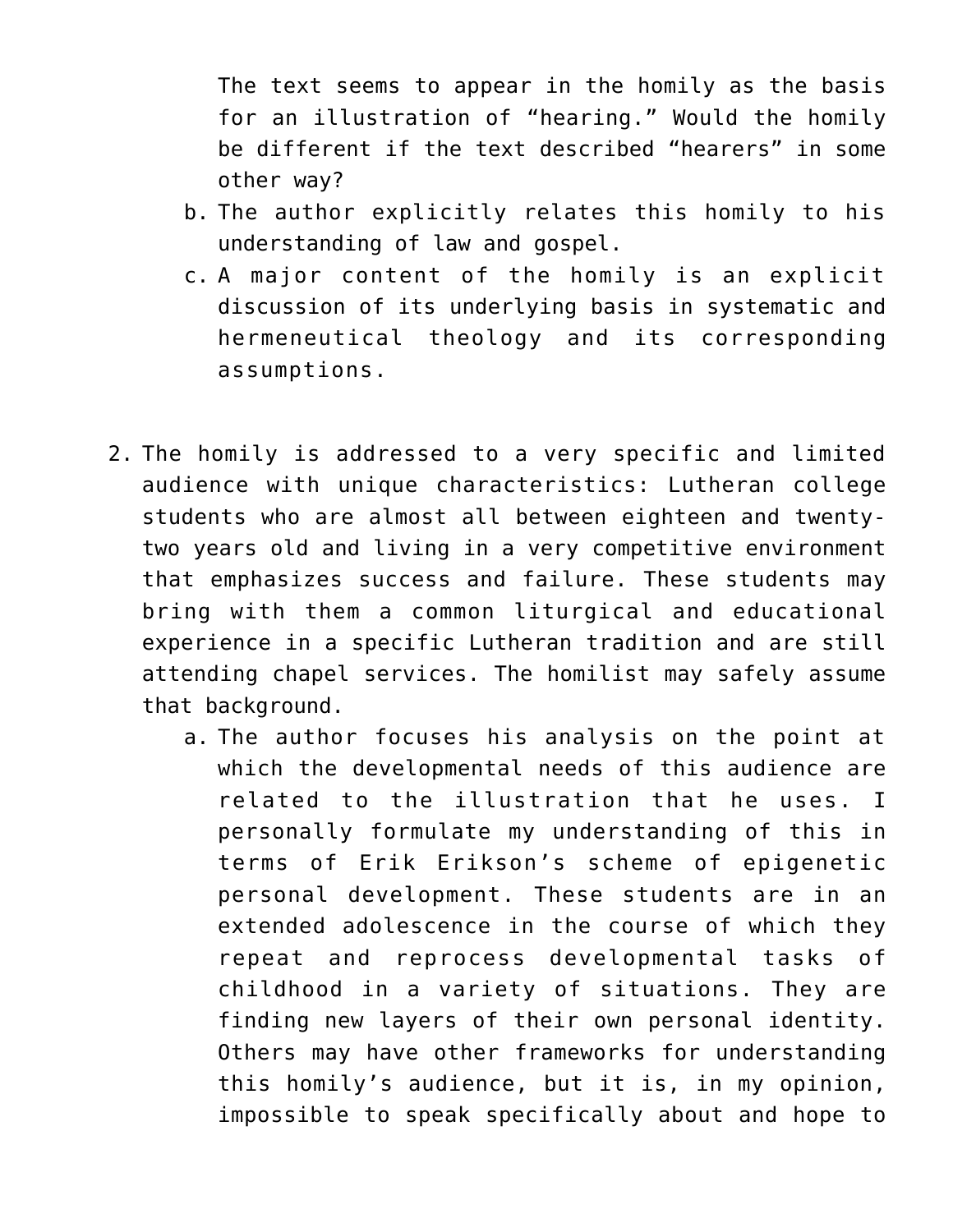The text seems to appear in the homily as the basis for an illustration of "hearing." Would the homily be different if the text described "hearers" in some other way?

b. The author explicitly relates this homily to his understanding of law and gospel.
c. A major content of the homily is an explicit discussion of its underlying basis in systematic and hermeneutical theology and its corresponding assumptions.

2. The homily is addressed to a very specific and limited audience with unique characteristics: Lutheran college students who are almost all between eighteen and twenty-two years old and living in a very competitive environment that emphasizes success and failure. These students may bring with them a common liturgical and educational experience in a specific Lutheran tradition and are still attending chapel services. The homilist may safely assume that background.
   a. The author focuses his analysis on the point at which the developmental needs of this audience are related to the illustration that he uses. I personally formulate my understanding of this in terms of Erik Erikson's scheme of epigenetic personal development. These students are in an extended adolescence in the course of which they repeat and reprocess developmental tasks of childhood in a variety of situations. They are finding new layers of their own personal identity. Others may have other frameworks for understanding this homily's audience, but it is, in my opinion, impossible to speak specifically about and hope to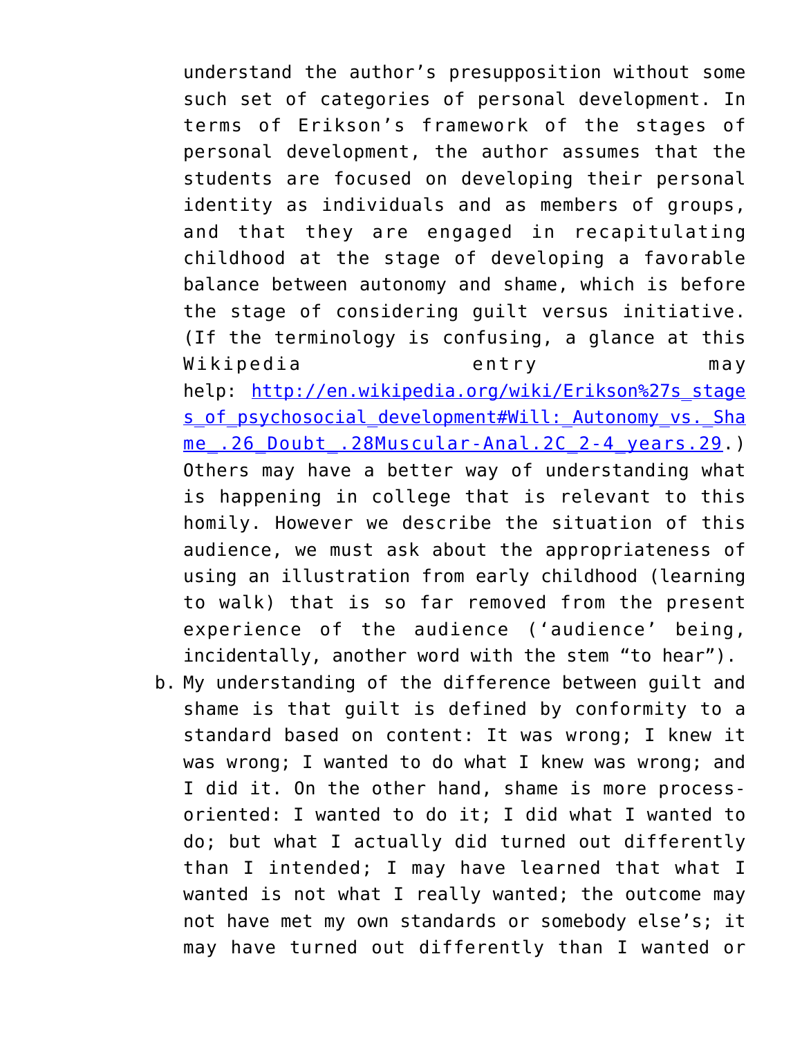understand the author's presupposition without some such set of categories of personal development. In terms of Erikson's framework of the stages of personal development, the author assumes that the students are focused on developing their personal identity as individuals and as members of groups, and that they are engaged in recapitulating childhood at the stage of developing a favorable balance between autonomy and shame, which is before the stage of considering guilt versus initiative. (If the terminology is confusing, a glance at this Wikipedia entry may help: [http://en.wikipedia.org/wiki/Erikson%27s_stages_of_psychosocial_development#Will:_Autonomy_vs._Shame_.26_Doubt_.28Muscular-Anal.2C_2-4_years.29](http://en.wikipedia.org/wiki/Erikson%27s_stages_of_psychosocial_development#Will:_Autonomy_vs._Shame_.26_Doubt_.28Muscular-Anal.2C_2-4_years.29).) Others may have a better way of understanding what is happening in college that is relevant to this homily. However we describe the situation of this audience, we must ask about the appropriateness of using an illustration from early childhood (learning to walk) that is so far removed from the present experience of the audience ('audience' being, incidentally, another word with the stem "to hear").

b. My understanding of the difference between guilt and shame is that guilt is defined by conformity to a standard based on content: It was wrong; I knew it was wrong; I wanted to do what I knew was wrong; and I did it. On the other hand, shame is more process-oriented: I wanted to do it; I did what I wanted to do; but what I actually did turned out differently than I intended; I may have learned that what I wanted is not what I really wanted; the outcome may not have met my own standards or somebody else's; it may have turned out differently than I wanted or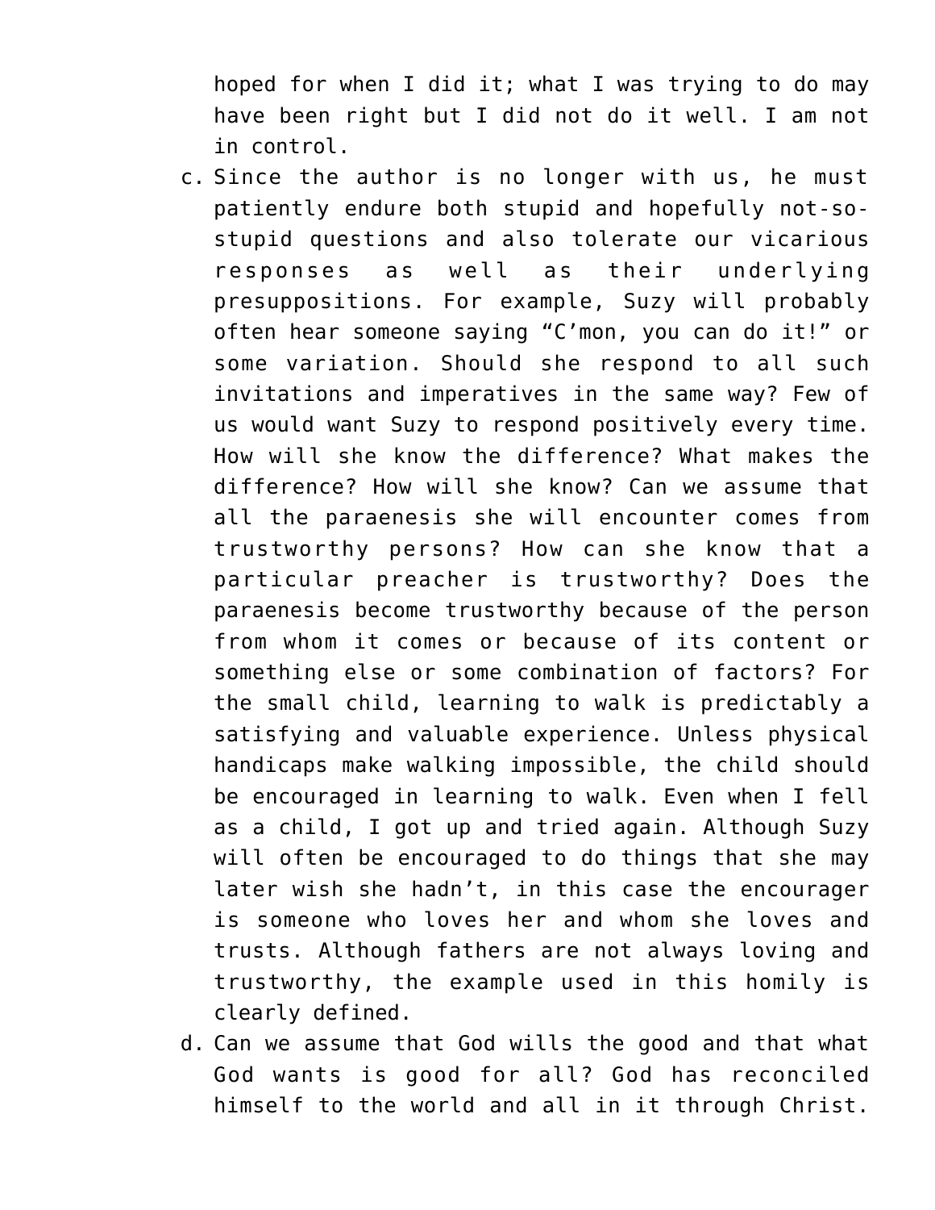hoped for when I did it; what I was trying to do may have been right but I did not do it well. I am not in control.

c. Since the author is no longer with us, he must patiently endure both stupid and hopefully not-so-stupid questions and also tolerate our vicarious responses as well as their underlying presuppositions. For example, Suzy will probably often hear someone saying “C’mon, you can do it!” or some variation. Should she respond to all such invitations and imperatives in the same way? Few of us would want Suzy to respond positively every time. How will she know the difference? What makes the difference? How will she know? Can we assume that all the paraenesis she will encounter comes from trustworthy persons? How can she know that a particular preacher is trustworthy? Does the paraenesis become trustworthy because of the person from whom it comes or because of its content or something else or some combination of factors? For the small child, learning to walk is predictably a satisfying and valuable experience. Unless physical handicaps make walking impossible, the child should be encouraged in learning to walk. Even when I fell as a child, I got up and tried again. Although Suzy will often be encouraged to do things that she may later wish she hadn’t, in this case the encourager is someone who loves her and whom she loves and trusts. Although fathers are not always loving and trustworthy, the example used in this homily is clearly defined.
d. Can we assume that God wills the good and that what God wants is good for all? God has reconciled himself to the world and all in it through Christ.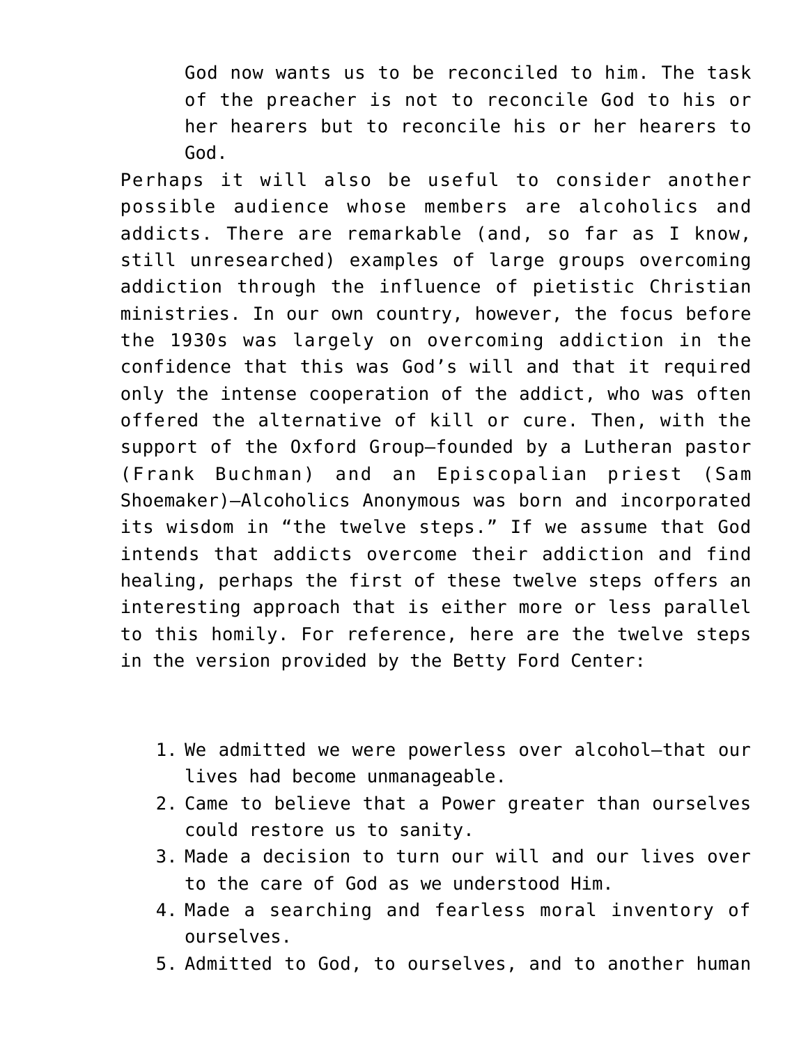> God now wants us to be reconciled to him. The task of the preacher is not to reconcile God to his or her hearers but to reconcile his or her hearers to God.

Perhaps it will also be useful to consider another possible audience whose members are alcoholics and addicts. There are remarkable (and, so far as I know, still unresearched) examples of large groups overcoming addiction through the influence of pietistic Christian ministries. In our own country, however, the focus before the 1930s was largely on overcoming addiction in the confidence that this was God's will and that it required only the intense cooperation of the addict, who was often offered the alternative of kill or cure. Then, with the support of the Oxford Group—founded by a Lutheran pastor (Frank Buchman) and an Episcopalian priest (Sam Shoemaker)—Alcoholics Anonymous was born and incorporated its wisdom in "the twelve steps." If we assume that God intends that addicts overcome their addiction and find healing, perhaps the first of these twelve steps offers an interesting approach that is either more or less parallel to this homily. For reference, here are the twelve steps in the version provided by the Betty Ford Center:

1. We admitted we were powerless over alcohol—that our lives had become unmanageable.
2. Came to believe that a Power greater than ourselves could restore us to sanity.
3. Made a decision to turn our will and our lives over to the care of God as we understood Him.
4. Made a searching and fearless moral inventory of ourselves.
5. Admitted to God, to ourselves, and to another human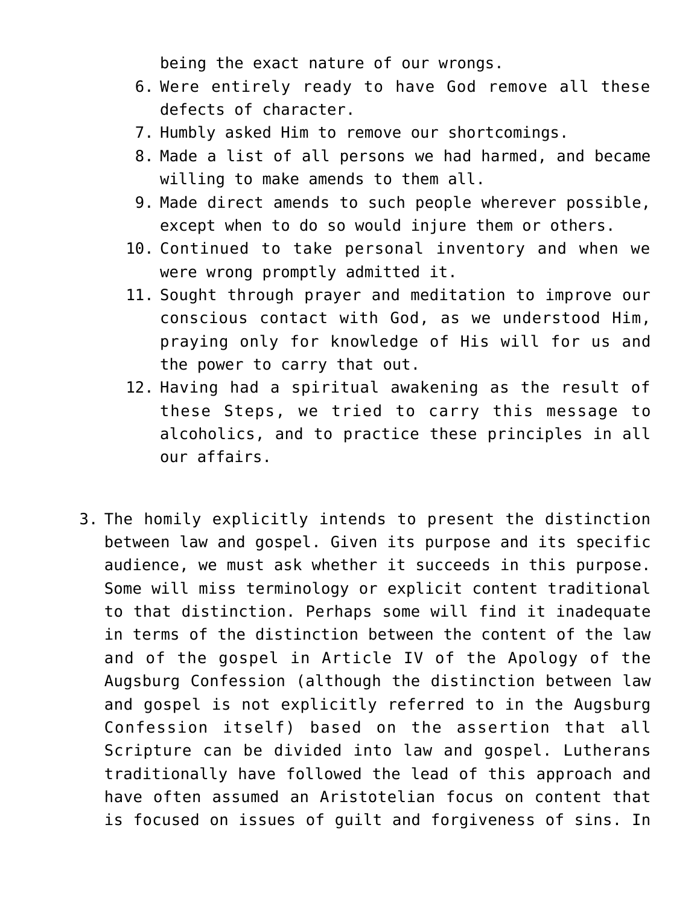being the exact nature of our wrongs.

6. Were entirely ready to have God remove all these defects of character.
7. Humbly asked Him to remove our shortcomings.
8. Made a list of all persons we had harmed, and became willing to make amends to them all.
9. Made direct amends to such people wherever possible, except when to do so would injure them or others.
10. Continued to take personal inventory and when we were wrong promptly admitted it.
11. Sought through prayer and meditation to improve our conscious contact with God, as we understood Him, praying only for knowledge of His will for us and the power to carry that out.
12. Having had a spiritual awakening as the result of these Steps, we tried to carry this message to alcoholics, and to practice these principles in all our affairs.

3. The homily explicitly intends to present the distinction between law and gospel. Given its purpose and its specific audience, we must ask whether it succeeds in this purpose. Some will miss terminology or explicit content traditional to that distinction. Perhaps some will find it inadequate in terms of the distinction between the content of the law and of the gospel in Article IV of the Apology of the Augsburg Confession (although the distinction between law and gospel is not explicitly referred to in the Augsburg Confession itself) based on the assertion that all Scripture can be divided into law and gospel. Lutherans traditionally have followed the lead of this approach and have often assumed an Aristotelian focus on content that is focused on issues of guilt and forgiveness of sins. In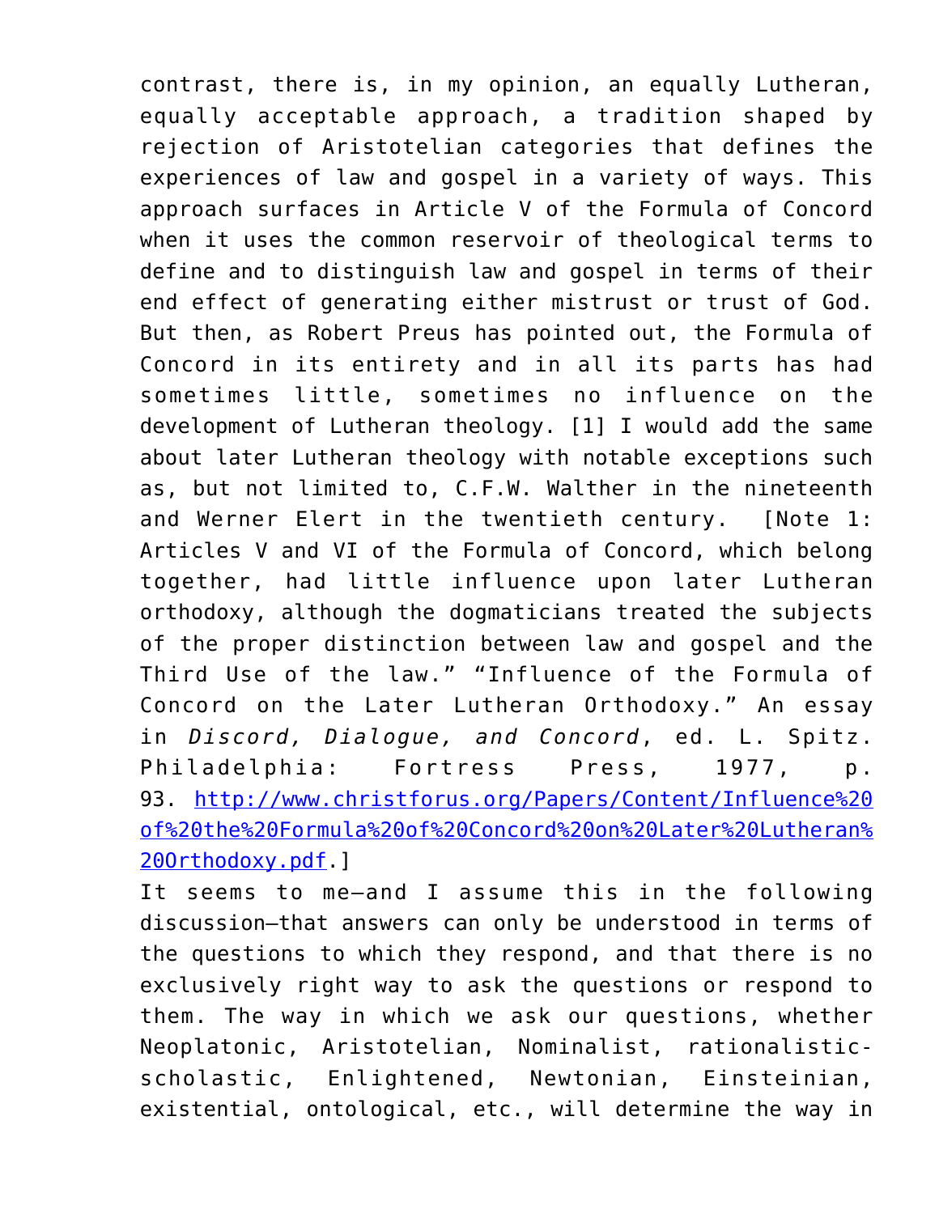contrast, there is, in my opinion, an equally Lutheran, equally acceptable approach, a tradition shaped by rejection of Aristotelian categories that defines the experiences of law and gospel in a variety of ways. This approach surfaces in Article V of the Formula of Concord when it uses the common reservoir of theological terms to define and to distinguish law and gospel in terms of their end effect of generating either mistrust or trust of God. But then, as Robert Preus has pointed out, the Formula of Concord in its entirety and in all its parts has had sometimes little, sometimes no influence on the development of Lutheran theology. [1] I would add the same about later Lutheran theology with notable exceptions such as, but not limited to, C.F.W. Walther in the nineteenth and Werner Elert in the twentieth century. [Note 1: Articles V and VI of the Formula of Concord, which belong together, had little influence upon later Lutheran orthodoxy, although the dogmaticians treated the subjects of the proper distinction between law and gospel and the Third Use of the law." "Influence of the Formula of Concord on the Later Lutheran Orthodoxy." An essay in *Discord, Dialogue, and Concord*, ed. L. Spitz. Philadelphia: Fortress Press, 1977, p. 93. [http://www.christforus.org/Papers/Content/Influence%20of%20the%20Formula%20of%20Concord%20on%20Later%20Lutheran%20Orthodoxy.pdf](http://www.christforus.org/Papers/Content/Influence%20of%20the%20Formula%20of%20Concord%20on%20Later%20Lutheran%20Orthodoxy.pdf).]

It seems to me—and I assume this in the following discussion—that answers can only be understood in terms of the questions to which they respond, and that there is no exclusively right way to ask the questions or respond to them. The way in which we ask our questions, whether Neoplatonic, Aristotelian, Nominalist, rationalistic-scholastic, Enlightened, Newtonian, Einsteinian, existential, ontological, etc., will determine the way in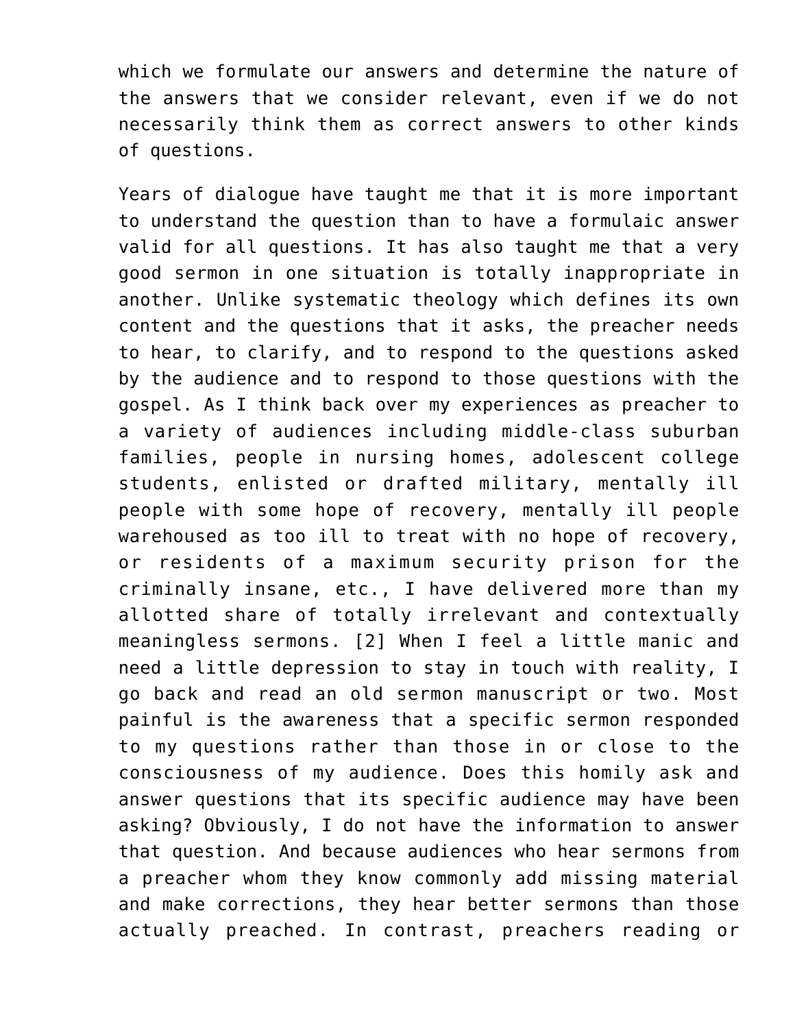which we formulate our answers and determine the nature of the answers that we consider relevant, even if we do not necessarily think them as correct answers to other kinds of questions.

Years of dialogue have taught me that it is more important to understand the question than to have a formulaic answer valid for all questions. It has also taught me that a very good sermon in one situation is totally inappropriate in another. Unlike systematic theology which defines its own content and the questions that it asks, the preacher needs to hear, to clarify, and to respond to the questions asked by the audience and to respond to those questions with the gospel. As I think back over my experiences as preacher to a variety of audiences including middle-class suburban families, people in nursing homes, adolescent college students, enlisted or drafted military, mentally ill people with some hope of recovery, mentally ill people warehoused as too ill to treat with no hope of recovery, or residents of a maximum security prison for the criminally insane, etc., I have delivered more than my allotted share of totally irrelevant and contextually meaningless sermons. [2] When I feel a little manic and need a little depression to stay in touch with reality, I go back and read an old sermon manuscript or two. Most painful is the awareness that a specific sermon responded to my questions rather than those in or close to the consciousness of my audience. Does this homily ask and answer questions that its specific audience may have been asking? Obviously, I do not have the information to answer that question. And because audiences who hear sermons from a preacher whom they know commonly add missing material and make corrections, they hear better sermons than those actually preached. In contrast, preachers reading or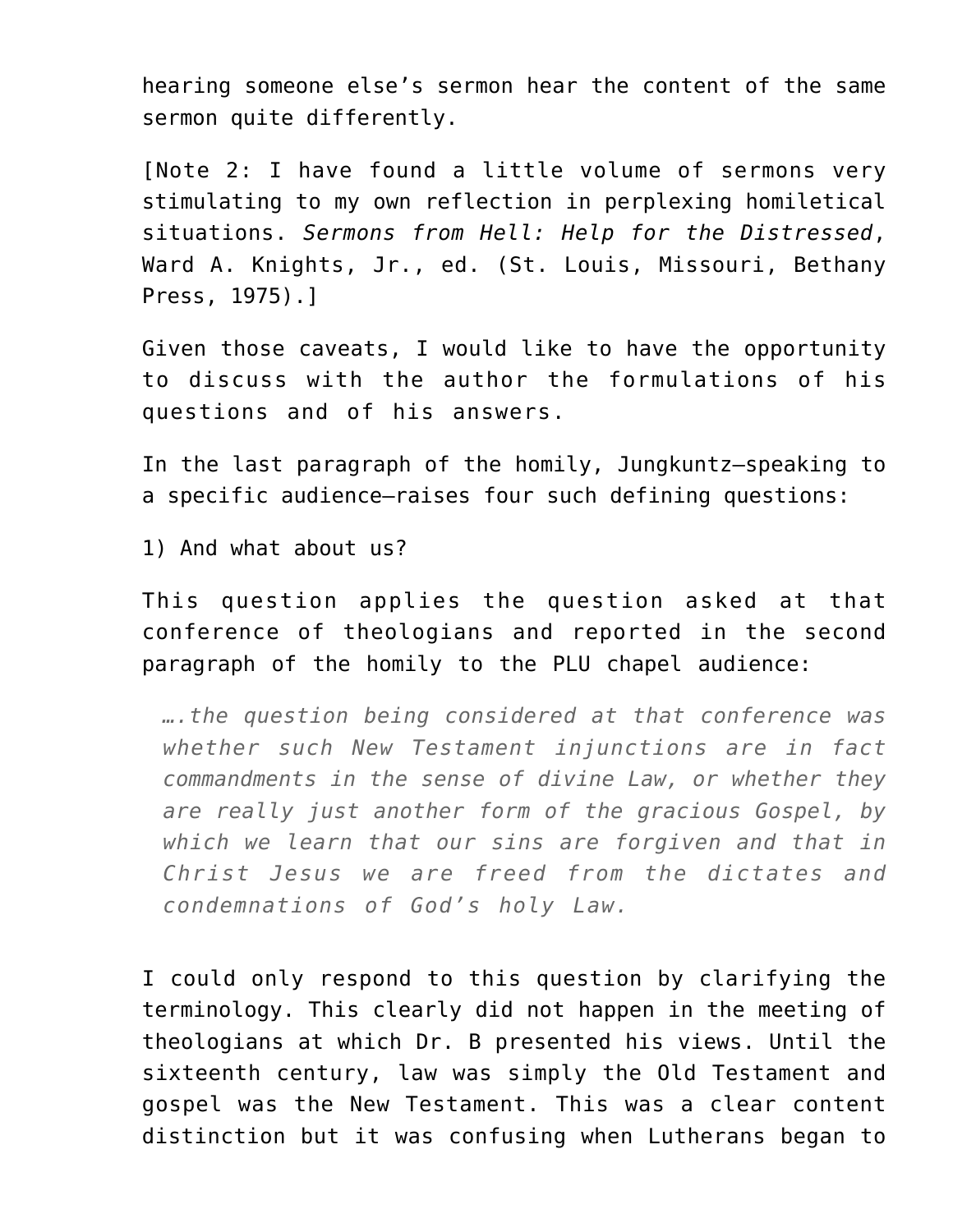hearing someone else's sermon hear the content of the same sermon quite differently.

[Note 2: I have found a little volume of sermons very stimulating to my own reflection in perplexing homiletical situations. *Sermons from Hell: Help for the Distressed*, Ward A. Knights, Jr., ed. (St. Louis, Missouri, Bethany Press, 1975).]

Given those caveats, I would like to have the opportunity to discuss with the author the formulations of his questions and of his answers.

In the last paragraph of the homily, Jungkuntz—speaking to a specific audience—raises four such defining questions:

1) And what about us?

This question applies the question asked at that conference of theologians and reported in the second paragraph of the homily to the PLU chapel audience:

> *….the question being considered at that conference was whether such New Testament injunctions are in fact commandments in the sense of divine Law, or whether they are really just another form of the gracious Gospel, by which we learn that our sins are forgiven and that in Christ Jesus we are freed from the dictates and condemnations of God's holy Law.*

I could only respond to this question by clarifying the terminology. This clearly did not happen in the meeting of theologians at which Dr. B presented his views. Until the sixteenth century, law was simply the Old Testament and gospel was the New Testament. This was a clear content distinction but it was confusing when Lutherans began to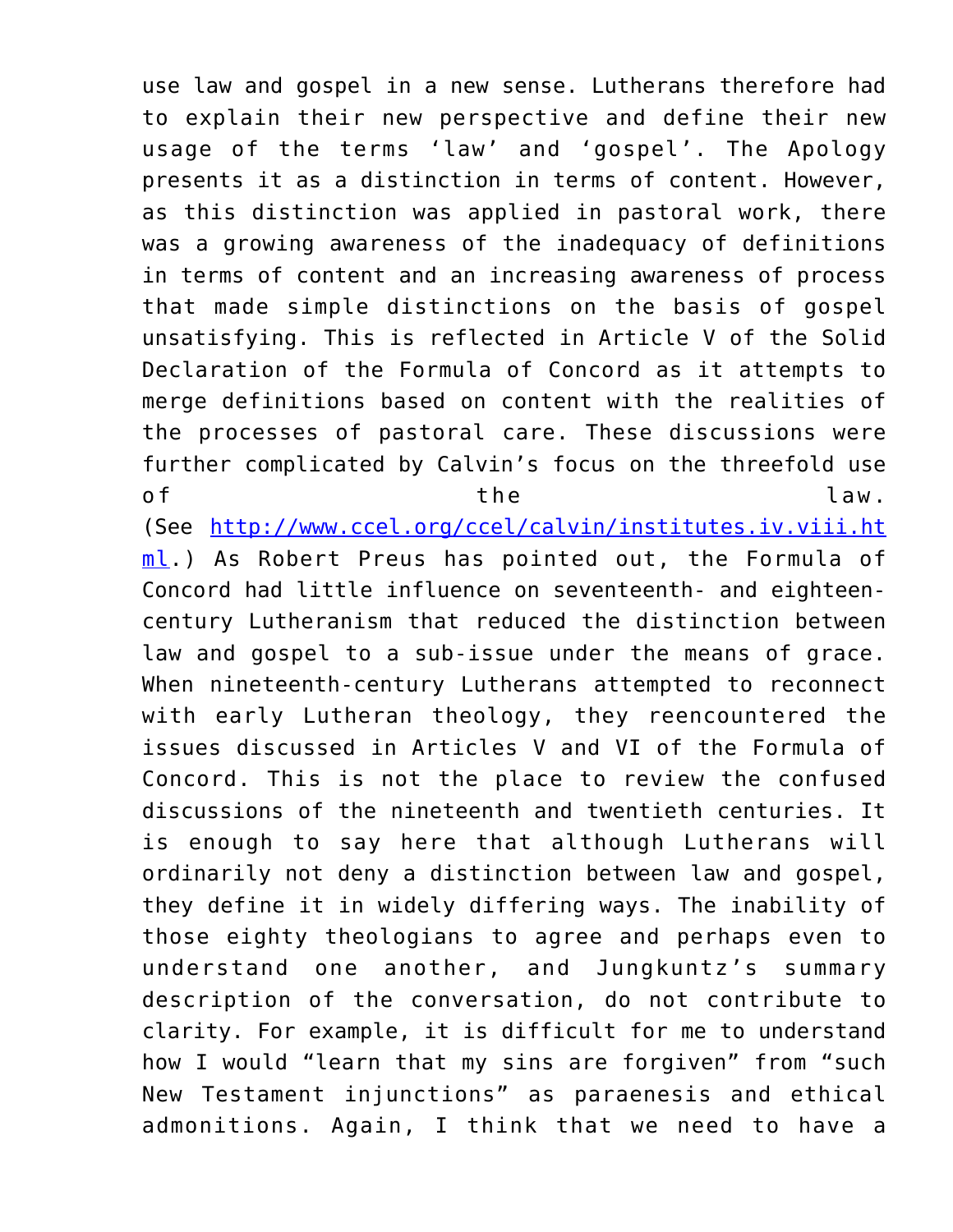use law and gospel in a new sense. Lutherans therefore had to explain their new perspective and define their new usage of the terms 'law' and 'gospel'. The Apology presents it as a distinction in terms of content. However, as this distinction was applied in pastoral work, there was a growing awareness of the inadequacy of definitions in terms of content and an increasing awareness of process that made simple distinctions on the basis of gospel unsatisfying. This is reflected in Article V of the Solid Declaration of the Formula of Concord as it attempts to merge definitions based on content with the realities of the processes of pastoral care. These discussions were further complicated by Calvin's focus on the threefold use of the law. (See [http://www.ccel.org/ccel/calvin/institutes.iv.viii.html](http://www.ccel.org/ccel/calvin/institutes.iv.viii.html).) As Robert Preus has pointed out, the Formula of Concord had little influence on seventeenth- and eighteen-century Lutheranism that reduced the distinction between law and gospel to a sub-issue under the means of grace. When nineteenth-century Lutherans attempted to reconnect with early Lutheran theology, they reencountered the issues discussed in Articles V and VI of the Formula of Concord. This is not the place to review the confused discussions of the nineteenth and twentieth centuries. It is enough to say here that although Lutherans will ordinarily not deny a distinction between law and gospel, they define it in widely differing ways. The inability of those eighty theologians to agree and perhaps even to understand one another, and Jungkuntz's summary description of the conversation, do not contribute to clarity. For example, it is difficult for me to understand how I would "learn that my sins are forgiven" from "such New Testament injunctions" as paraenesis and ethical admonitions. Again, I think that we need to have a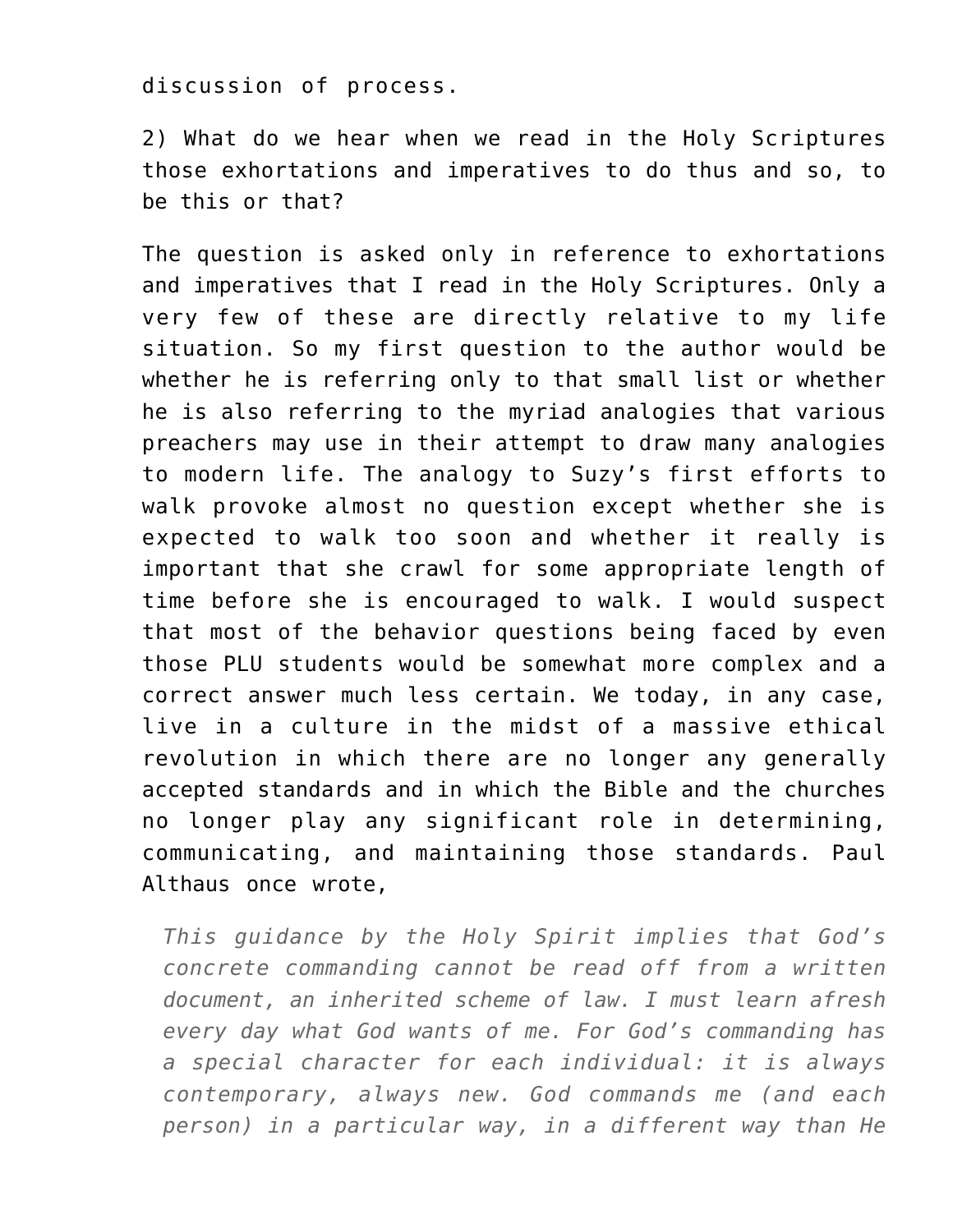discussion of process.

2) What do we hear when we read in the Holy Scriptures those exhortations and imperatives to do thus and so, to be this or that?

The question is asked only in reference to exhortations and imperatives that I read in the Holy Scriptures. Only a very few of these are directly relative to my life situation. So my first question to the author would be whether he is referring only to that small list or whether he is also referring to the myriad analogies that various preachers may use in their attempt to draw many analogies to modern life. The analogy to Suzy's first efforts to walk provoke almost no question except whether she is expected to walk too soon and whether it really is important that she crawl for some appropriate length of time before she is encouraged to walk. I would suspect that most of the behavior questions being faced by even those PLU students would be somewhat more complex and a correct answer much less certain. We today, in any case, live in a culture in the midst of a massive ethical revolution in which there are no longer any generally accepted standards and in which the Bible and the churches no longer play any significant role in determining, communicating, and maintaining those standards. Paul Althaus once wrote,

> *This guidance by the Holy Spirit implies that God's concrete commanding cannot be read off from a written document, an inherited scheme of law. I must learn afresh every day what God wants of me. For God's commanding has a special character for each individual: it is always contemporary, always new. God commands me (and each person) in a particular way, in a different way than He*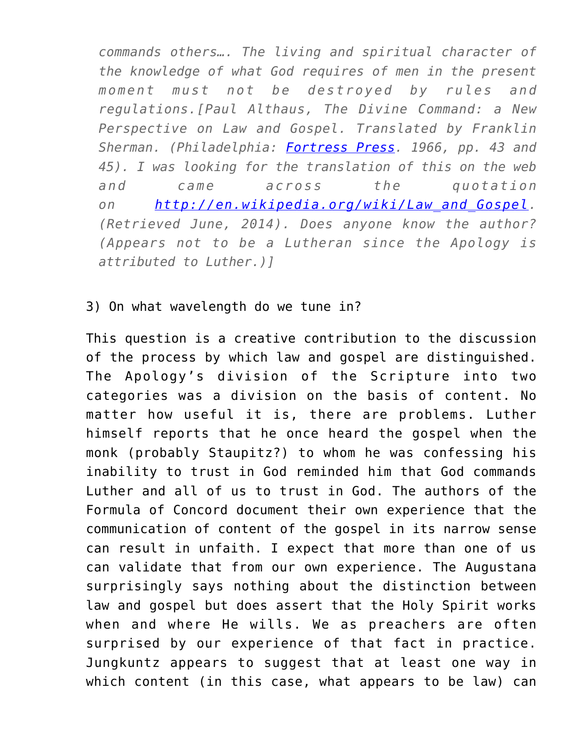> *commands others…. The living and spiritual character of the knowledge of what God requires of men in the present moment must not be destroyed by rules and regulations.[Paul Althaus, The Divine Command: a New Perspective on Law and Gospel. Translated by Franklin Sherman. (Philadelphia: Fortress Press. 1966, pp. 43 and 45). I was looking for the translation of this on the web and came across the quotation on http://en.wikipedia.org/wiki/Law_and_Gospel. (Retrieved June, 2014). Does anyone know the author? (Appears not to be a Lutheran since the Apology is attributed to Luther.)]*

3) On what wavelength do we tune in?

This question is a creative contribution to the discussion of the process by which law and gospel are distinguished. The Apology's division of the Scripture into two categories was a division on the basis of content. No matter how useful it is, there are problems. Luther himself reports that he once heard the gospel when the monk (probably Staupitz?) to whom he was confessing his inability to trust in God reminded him that God commands Luther and all of us to trust in God. The authors of the Formula of Concord document their own experience that the communication of content of the gospel in its narrow sense can result in unfaith. I expect that more than one of us can validate that from our own experience. The Augustana surprisingly says nothing about the distinction between law and gospel but does assert that the Holy Spirit works when and where He wills. We as preachers are often surprised by our experience of that fact in practice. Jungkuntz appears to suggest that at least one way in which content (in this case, what appears to be law) can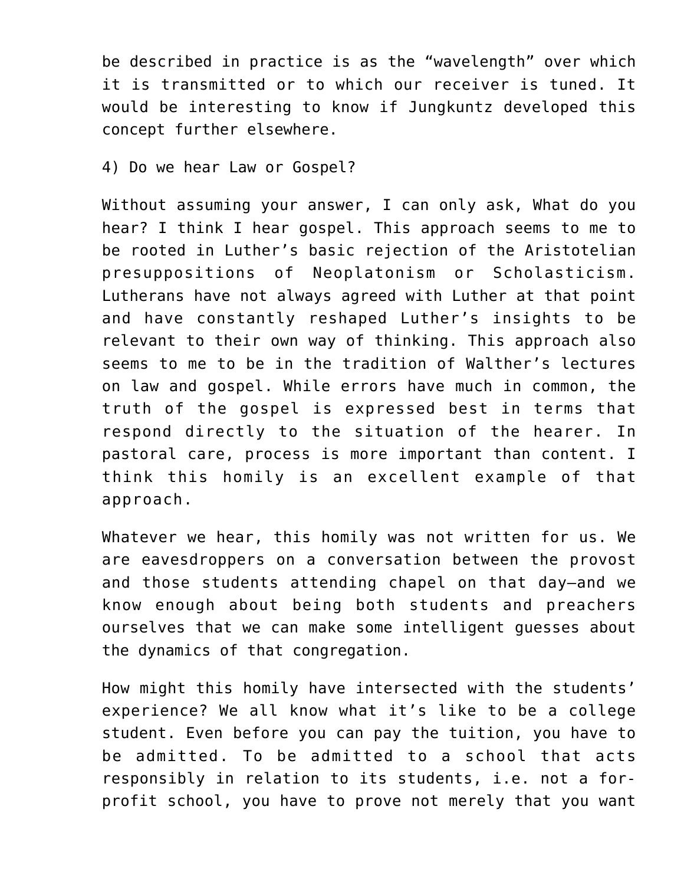be described in practice is as the "wavelength" over which it is transmitted or to which our receiver is tuned. It would be interesting to know if Jungkuntz developed this concept further elsewhere.

4) Do we hear Law or Gospel?

Without assuming your answer, I can only ask, What do you hear? I think I hear gospel. This approach seems to me to be rooted in Luther's basic rejection of the Aristotelian presuppositions of Neoplatonism or Scholasticism. Lutherans have not always agreed with Luther at that point and have constantly reshaped Luther's insights to be relevant to their own way of thinking. This approach also seems to me to be in the tradition of Walther's lectures on law and gospel. While errors have much in common, the truth of the gospel is expressed best in terms that respond directly to the situation of the hearer. In pastoral care, process is more important than content. I think this homily is an excellent example of that approach.

Whatever we hear, this homily was not written for us. We are eavesdroppers on a conversation between the provost and those students attending chapel on that day—and we know enough about being both students and preachers ourselves that we can make some intelligent guesses about the dynamics of that congregation.

How might this homily have intersected with the students' experience? We all know what it's like to be a college student. Even before you can pay the tuition, you have to be admitted. To be admitted to a school that acts responsibly in relation to its students, i.e. not a for-profit school, you have to prove not merely that you want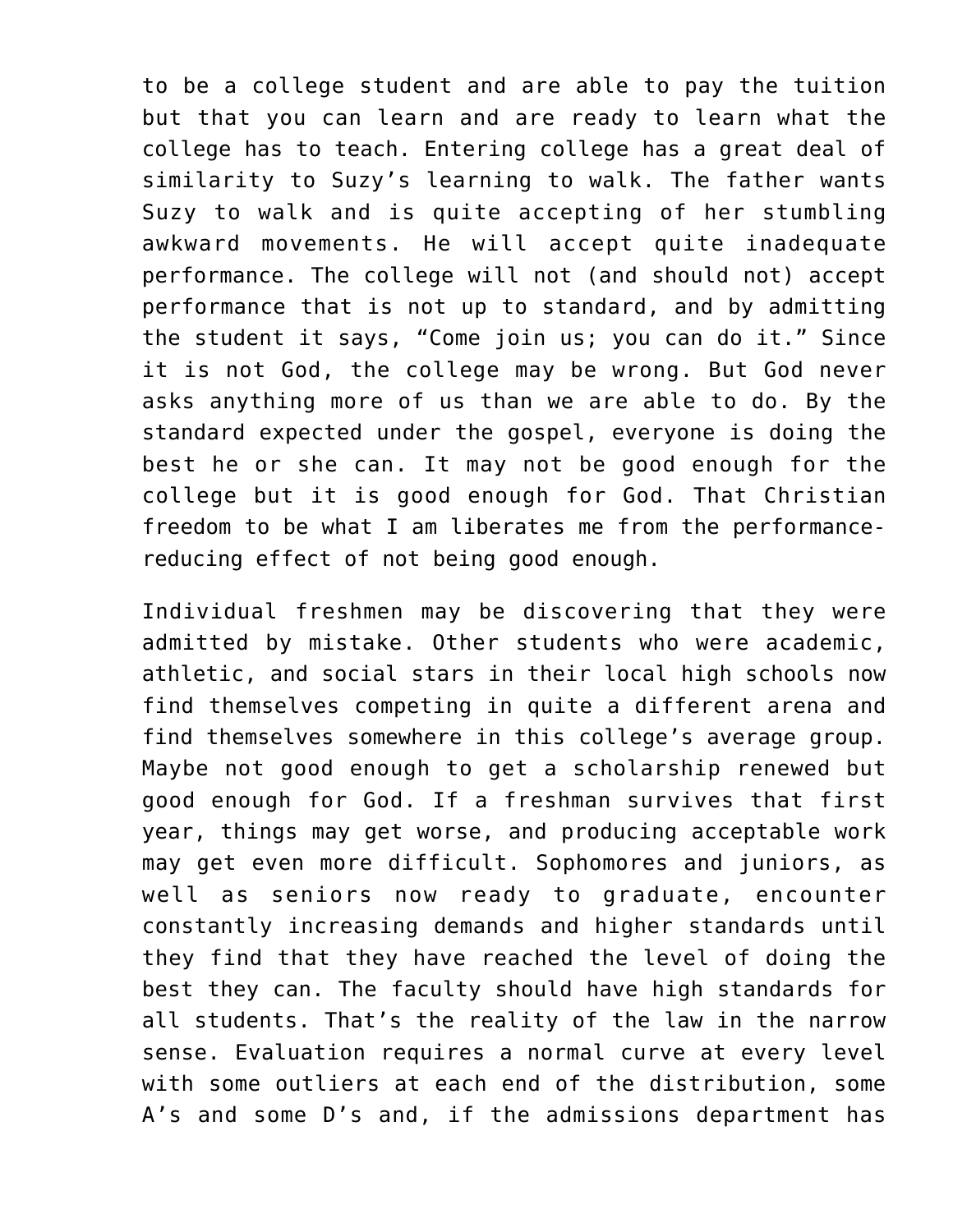to be a college student and are able to pay the tuition but that you can learn and are ready to learn what the college has to teach. Entering college has a great deal of similarity to Suzy's learning to walk. The father wants Suzy to walk and is quite accepting of her stumbling awkward movements. He will accept quite inadequate performance. The college will not (and should not) accept performance that is not up to standard, and by admitting the student it says, "Come join us; you can do it." Since it is not God, the college may be wrong. But God never asks anything more of us than we are able to do. By the standard expected under the gospel, everyone is doing the best he or she can. It may not be good enough for the college but it is good enough for God. That Christian freedom to be what I am liberates me from the performance-reducing effect of not being good enough.

Individual freshmen may be discovering that they were admitted by mistake. Other students who were academic, athletic, and social stars in their local high schools now find themselves competing in quite a different arena and find themselves somewhere in this college's average group. Maybe not good enough to get a scholarship renewed but good enough for God. If a freshman survives that first year, things may get worse, and producing acceptable work may get even more difficult. Sophomores and juniors, as well as seniors now ready to graduate, encounter constantly increasing demands and higher standards until they find that they have reached the level of doing the best they can. The faculty should have high standards for all students. That's the reality of the law in the narrow sense. Evaluation requires a normal curve at every level with some outliers at each end of the distribution, some A's and some D's and, if the admissions department has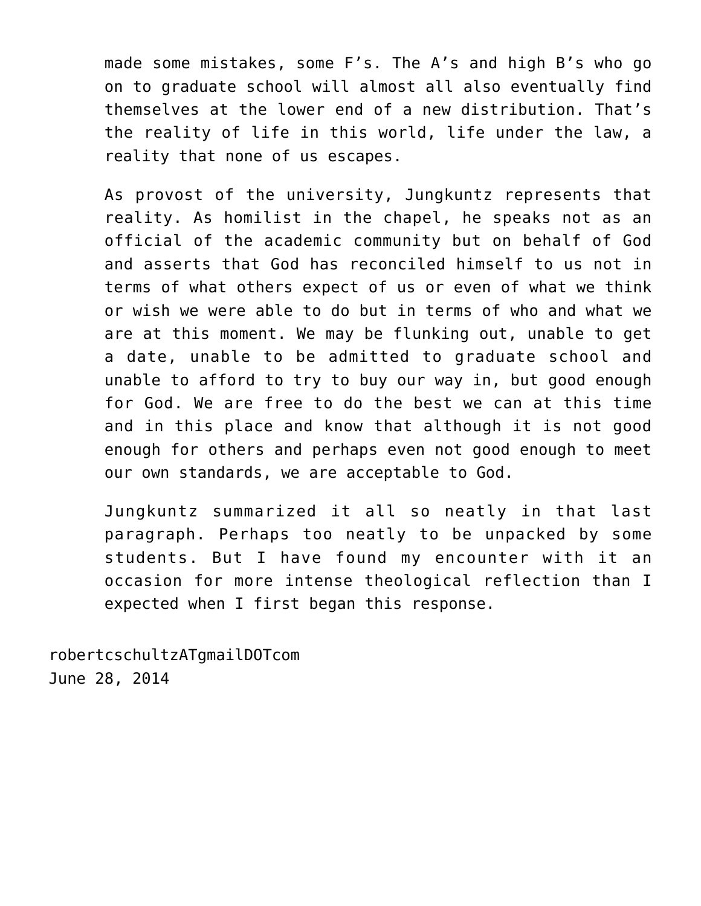made some mistakes, some F's. The A's and high B's who go on to graduate school will almost all also eventually find themselves at the lower end of a new distribution. That's the reality of life in this world, life under the law, a reality that none of us escapes.

As provost of the university, Jungkuntz represents that reality. As homilist in the chapel, he speaks not as an official of the academic community but on behalf of God and asserts that God has reconciled himself to us not in terms of what others expect of us or even of what we think or wish we were able to do but in terms of who and what we are at this moment. We may be flunking out, unable to get a date, unable to be admitted to graduate school and unable to afford to try to buy our way in, but good enough for God. We are free to do the best we can at this time and in this place and know that although it is not good enough for others and perhaps even not good enough to meet our own standards, we are acceptable to God.

Jungkuntz summarized it all so neatly in that last paragraph. Perhaps too neatly to be unpacked by some students. But I have found my encounter with it an occasion for more intense theological reflection than I expected when I first began this response.

robertcschultzATgmailDOTcom
June 28, 2014